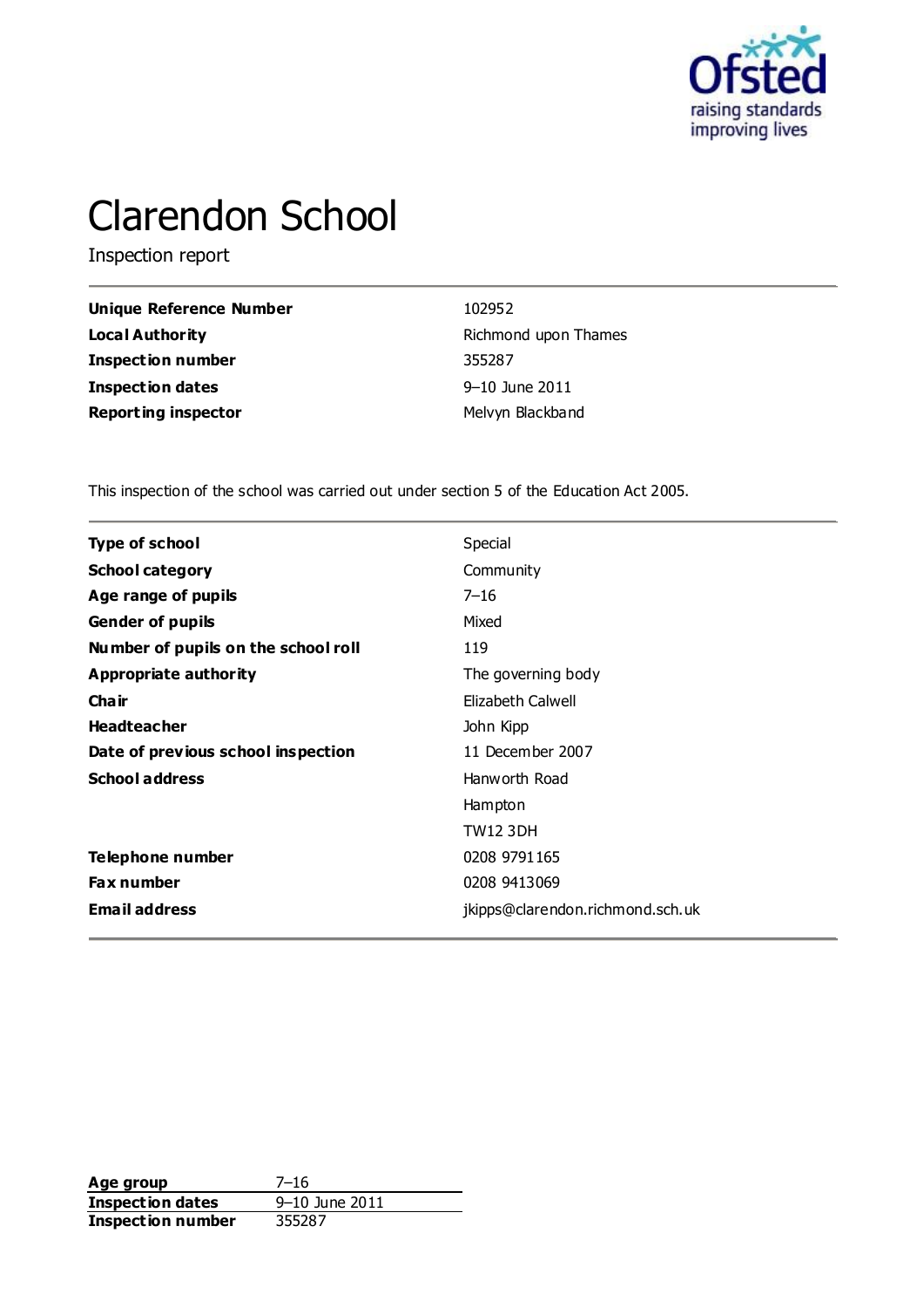# Clarendon School

Inspection report

| | |
|---|---|
| **Unique Reference Number** | 102952 |
| **Local Authority** | Richmond upon Thames |
| **Inspection number** | 355287 |
| **Inspection dates** | 9–10 June 2011 |
| **Reporting inspector** | Melvyn Blackband |

This inspection of the school was carried out under section 5 of the Education Act 2005.

| | |
|---|---|
| **Type of school** | Special |
| **School category** | Community |
| **Age range of pupils** | 7–16 |
| **Gender of pupils** | Mixed |
| **Number of pupils on the school roll** | 119 |
| **Appropriate authority** | The governing body |
| **Chair** | Elizabeth Calwell |
| **Headteacher** | John Kipp |
| **Date of previous school inspection** | 11 December 2007 |
| **School address** | Hanworth Road<br>Hampton<br>TW12 3DH |
| **Telephone number** | 0208 9791165 |
| **Fax number** | 0208 9413069 |
| **Email address** | jkipps@clarendon.richmond.sch.uk |

| | |
|---|---|
| **Age group** | 7–16 |
| **Inspection dates** | 9–10 June 2011 |
| **Inspection number** | 355287 |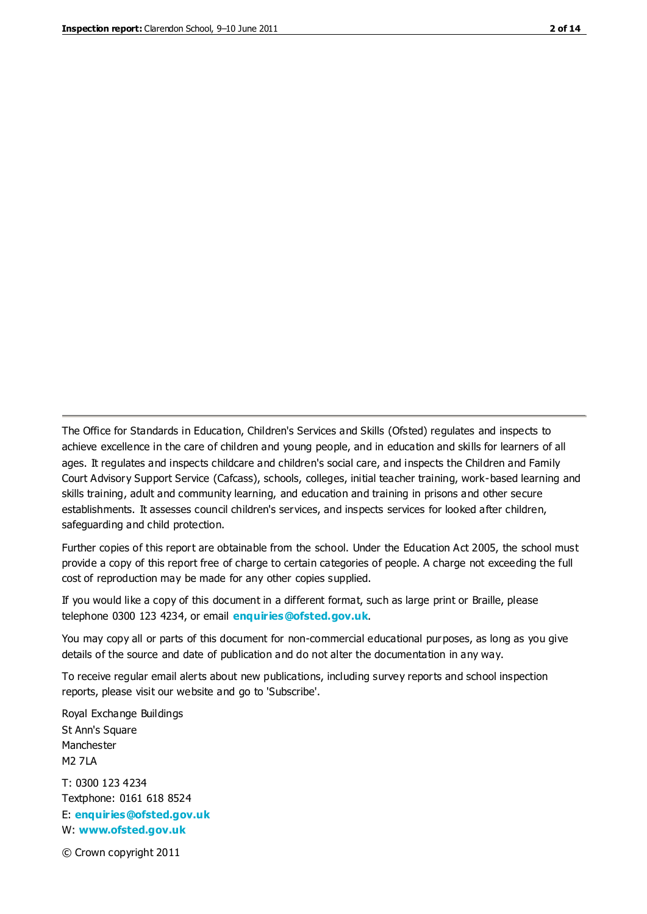The Office for Standards in Education, Children's Services and Skills (Ofsted) regulates and inspects to achieve excellence in the care of children and young people, and in education and skills for learners of all ages. It regulates and inspects childcare and children's social care, and inspects the Children and Family Court Advisory Support Service (Cafcass), schools, colleges, initial teacher training, work-based learning and skills training, adult and community learning, and education and training in prisons and other secure establishments. It assesses council children's services, and inspects services for looked after children, safeguarding and child protection.

Further copies of this report are obtainable from the school. Under the Education Act 2005, the school must provide a copy of this report free of charge to certain categories of people. A charge not exceeding the full cost of reproduction may be made for any other copies supplied.

If you would like a copy of this document in a different format, such as large print or Braille, please telephone 0300 123 4234, or email **enquiries@ofsted.gov.uk**.

You may copy all or parts of this document for non-commercial educational purposes, as long as you give details of the source and date of publication and do not alter the documentation in any way.

To receive regular email alerts about new publications, including survey reports and school inspection reports, please visit our website and go to 'Subscribe'.

Royal Exchange Buildings
St Ann's Square
Manchester
M2 7LA

T: 0300 123 4234
Textphone: 0161 618 8524
E: **enquiries@ofsted.gov.uk**
W: **www.ofsted.gov.uk**

© Crown copyright 2011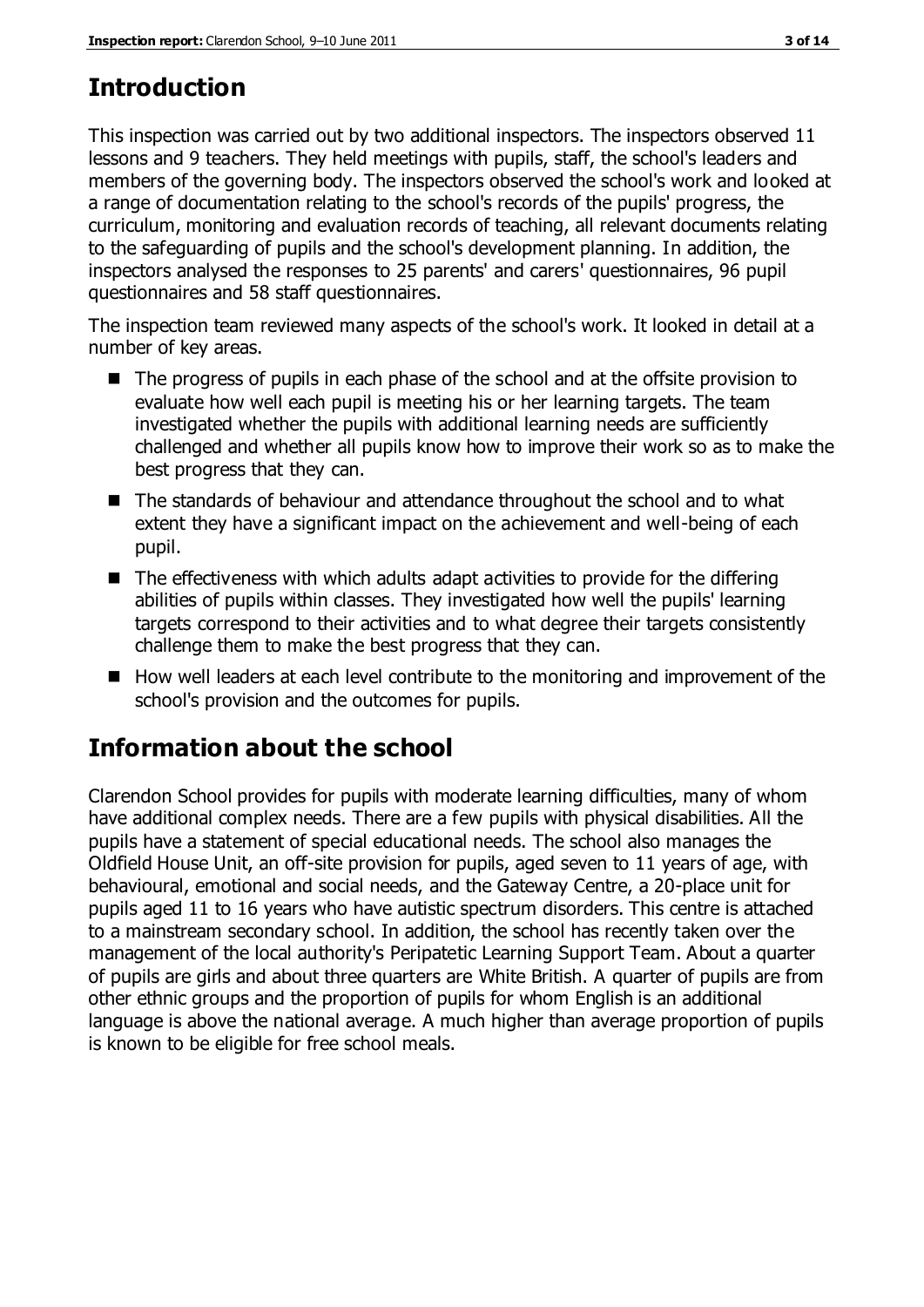## Introduction

This inspection was carried out by two additional inspectors. The inspectors observed 11 lessons and 9 teachers. They held meetings with pupils, staff, the school's leaders and members of the governing body. The inspectors observed the school's work and looked at a range of documentation relating to the school's records of the pupils' progress, the curriculum, monitoring and evaluation records of teaching, all relevant documents relating to the safeguarding of pupils and the school's development planning. In addition, the inspectors analysed the responses to 25 parents' and carers' questionnaires, 96 pupil questionnaires and 58 staff questionnaires.

The inspection team reviewed many aspects of the school's work. It looked in detail at a number of key areas.

- The progress of pupils in each phase of the school and at the offsite provision to evaluate how well each pupil is meeting his or her learning targets. The team investigated whether the pupils with additional learning needs are sufficiently challenged and whether all pupils know how to improve their work so as to make the best progress that they can.
- The standards of behaviour and attendance throughout the school and to what extent they have a significant impact on the achievement and well-being of each pupil.
- The effectiveness with which adults adapt activities to provide for the differing abilities of pupils within classes. They investigated how well the pupils' learning targets correspond to their activities and to what degree their targets consistently challenge them to make the best progress that they can.
- How well leaders at each level contribute to the monitoring and improvement of the school's provision and the outcomes for pupils.

## Information about the school

Clarendon School provides for pupils with moderate learning difficulties, many of whom have additional complex needs. There are a few pupils with physical disabilities. All the pupils have a statement of special educational needs. The school also manages the Oldfield House Unit, an off-site provision for pupils, aged seven to 11 years of age, with behavioural, emotional and social needs, and the Gateway Centre, a 20-place unit for pupils aged 11 to 16 years who have autistic spectrum disorders. This centre is attached to a mainstream secondary school. In addition, the school has recently taken over the management of the local authority's Peripatetic Learning Support Team. About a quarter of pupils are girls and about three quarters are White British. A quarter of pupils are from other ethnic groups and the proportion of pupils for whom English is an additional language is above the national average. A much higher than average proportion of pupils is known to be eligible for free school meals.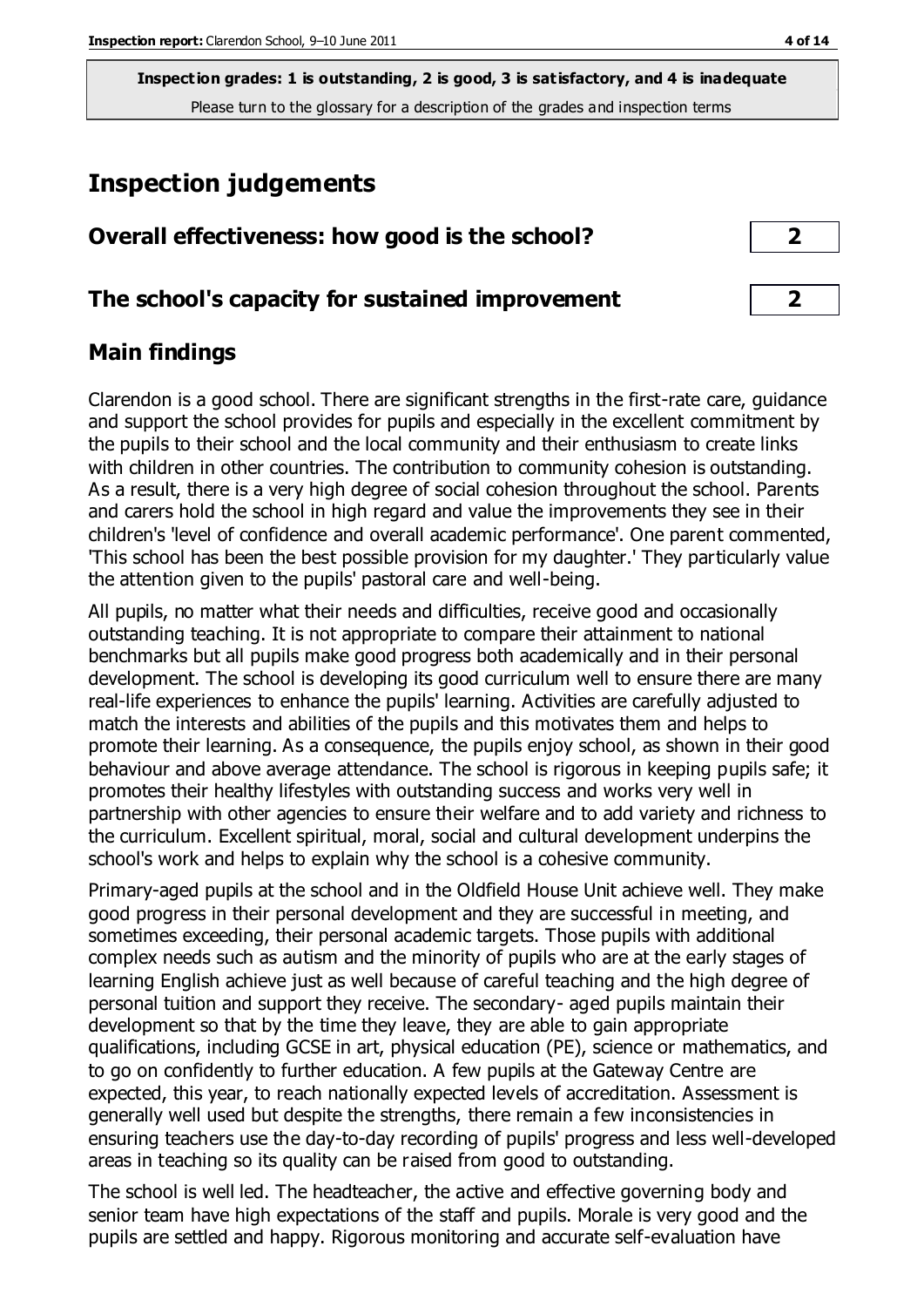**Inspection grades: 1 is outstanding, 2 is good, 3 is satisfactory, and 4 is inadequate**
Please turn to the glossary for a description of the grades and inspection terms

# Inspection judgements

| Overall effectiveness: how good is the school? | 2 |
| --- | --- |
| **The school's capacity for sustained improvement** | **2** |

## Main findings

Clarendon is a good school. There are significant strengths in the first-rate care, guidance and support the school provides for pupils and especially in the excellent commitment by the pupils to their school and the local community and their enthusiasm to create links with children in other countries. The contribution to community cohesion is outstanding. As a result, there is a very high degree of social cohesion throughout the school. Parents and carers hold the school in high regard and value the improvements they see in their children's 'level of confidence and overall academic performance'. One parent commented, 'This school has been the best possible provision for my daughter.' They particularly value the attention given to the pupils' pastoral care and well-being.

All pupils, no matter what their needs and difficulties, receive good and occasionally outstanding teaching. It is not appropriate to compare their attainment to national benchmarks but all pupils make good progress both academically and in their personal development. The school is developing its good curriculum well to ensure there are many real-life experiences to enhance the pupils' learning. Activities are carefully adjusted to match the interests and abilities of the pupils and this motivates them and helps to promote their learning. As a consequence, the pupils enjoy school, as shown in their good behaviour and above average attendance. The school is rigorous in keeping pupils safe; it promotes their healthy lifestyles with outstanding success and works very well in partnership with other agencies to ensure their welfare and to add variety and richness to the curriculum. Excellent spiritual, moral, social and cultural development underpins the school's work and helps to explain why the school is a cohesive community.

Primary-aged pupils at the school and in the Oldfield House Unit achieve well. They make good progress in their personal development and they are successful in meeting, and sometimes exceeding, their personal academic targets. Those pupils with additional complex needs such as autism and the minority of pupils who are at the early stages of learning English achieve just as well because of careful teaching and the high degree of personal tuition and support they receive. The secondary- aged pupils maintain their development so that by the time they leave, they are able to gain appropriate qualifications, including GCSE in art, physical education (PE), science or mathematics, and to go on confidently to further education. A few pupils at the Gateway Centre are expected, this year, to reach nationally expected levels of accreditation. Assessment is generally well used but despite the strengths, there remain a few inconsistencies in ensuring teachers use the day-to-day recording of pupils' progress and less well-developed areas in teaching so its quality can be raised from good to outstanding.

The school is well led. The headteacher, the active and effective governing body and senior team have high expectations of the staff and pupils. Morale is very good and the pupils are settled and happy. Rigorous monitoring and accurate self-evaluation have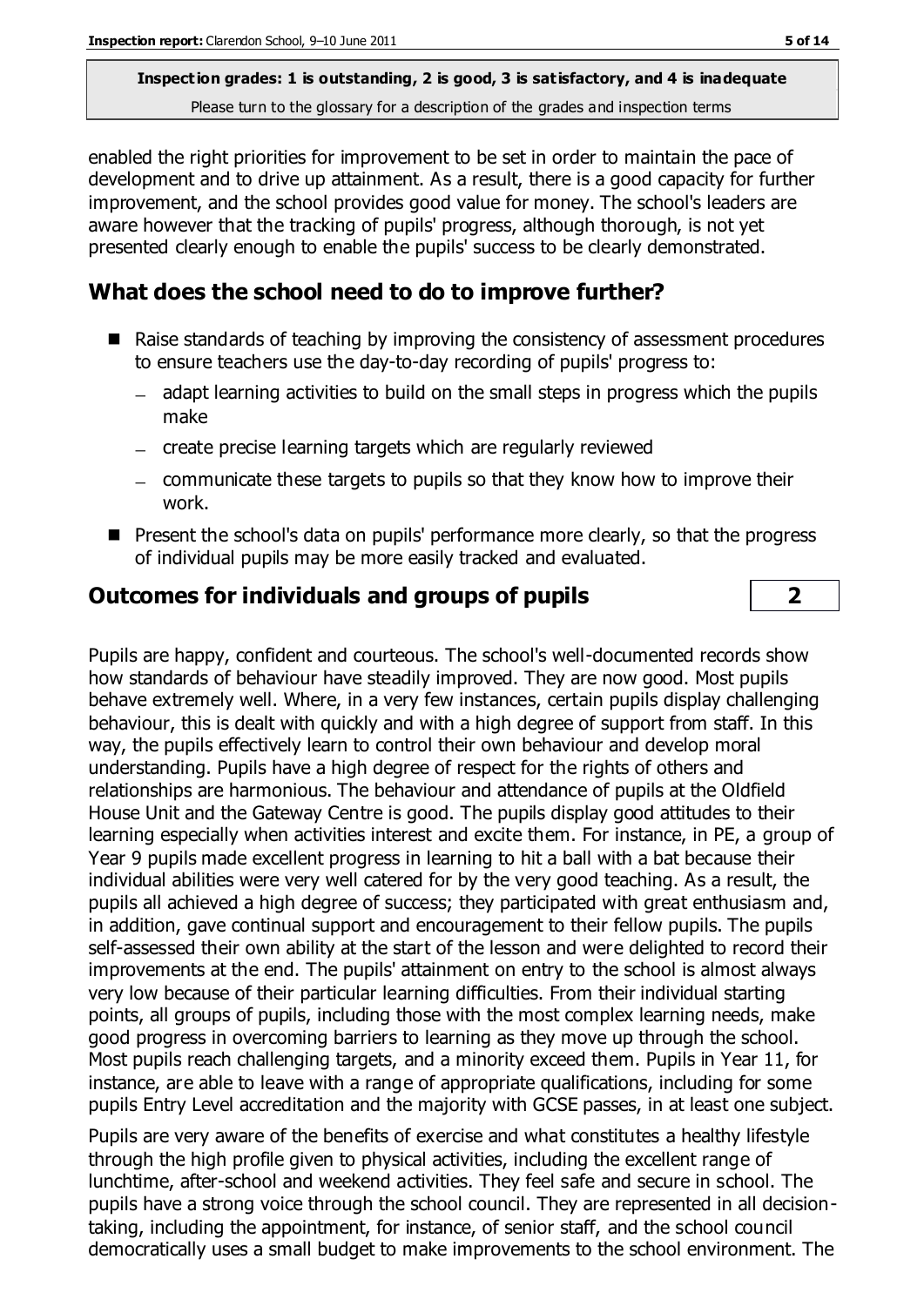enabled the right priorities for improvement to be set in order to maintain the pace of development and to drive up attainment. As a result, there is a good capacity for further improvement, and the school provides good value for money. The school's leaders are aware however that the tracking of pupils' progress, although thorough, is not yet presented clearly enough to enable the pupils' success to be clearly demonstrated.

## What does the school need to do to improve further?

- Raise standards of teaching by improving the consistency of assessment procedures to ensure teachers use the day-to-day recording of pupils' progress to:
  - adapt learning activities to build on the small steps in progress which the pupils make
  - create precise learning targets which are regularly reviewed
  - communicate these targets to pupils so that they know how to improve their work.
- Present the school's data on pupils' performance more clearly, so that the progress of individual pupils may be more easily tracked and evaluated.

## Outcomes for individuals and groups of pupils — 2

Pupils are happy, confident and courteous. The school's well-documented records show how standards of behaviour have steadily improved. They are now good. Most pupils behave extremely well. Where, in a very few instances, certain pupils display challenging behaviour, this is dealt with quickly and with a high degree of support from staff. In this way, the pupils effectively learn to control their own behaviour and develop moral understanding. Pupils have a high degree of respect for the rights of others and relationships are harmonious. The behaviour and attendance of pupils at the Oldfield House Unit and the Gateway Centre is good. The pupils display good attitudes to their learning especially when activities interest and excite them. For instance, in PE, a group of Year 9 pupils made excellent progress in learning to hit a ball with a bat because their individual abilities were very well catered for by the very good teaching. As a result, the pupils all achieved a high degree of success; they participated with great enthusiasm and, in addition, gave continual support and encouragement to their fellow pupils. The pupils self-assessed their own ability at the start of the lesson and were delighted to record their improvements at the end. The pupils' attainment on entry to the school is almost always very low because of their particular learning difficulties. From their individual starting points, all groups of pupils, including those with the most complex learning needs, make good progress in overcoming barriers to learning as they move up through the school. Most pupils reach challenging targets, and a minority exceed them. Pupils in Year 11, for instance, are able to leave with a range of appropriate qualifications, including for some pupils Entry Level accreditation and the majority with GCSE passes, in at least one subject.

Pupils are very aware of the benefits of exercise and what constitutes a healthy lifestyle through the high profile given to physical activities, including the excellent range of lunchtime, after-school and weekend activities. They feel safe and secure in school. The pupils have a strong voice through the school council. They are represented in all decision-taking, including the appointment, for instance, of senior staff, and the school council democratically uses a small budget to make improvements to the school environment. The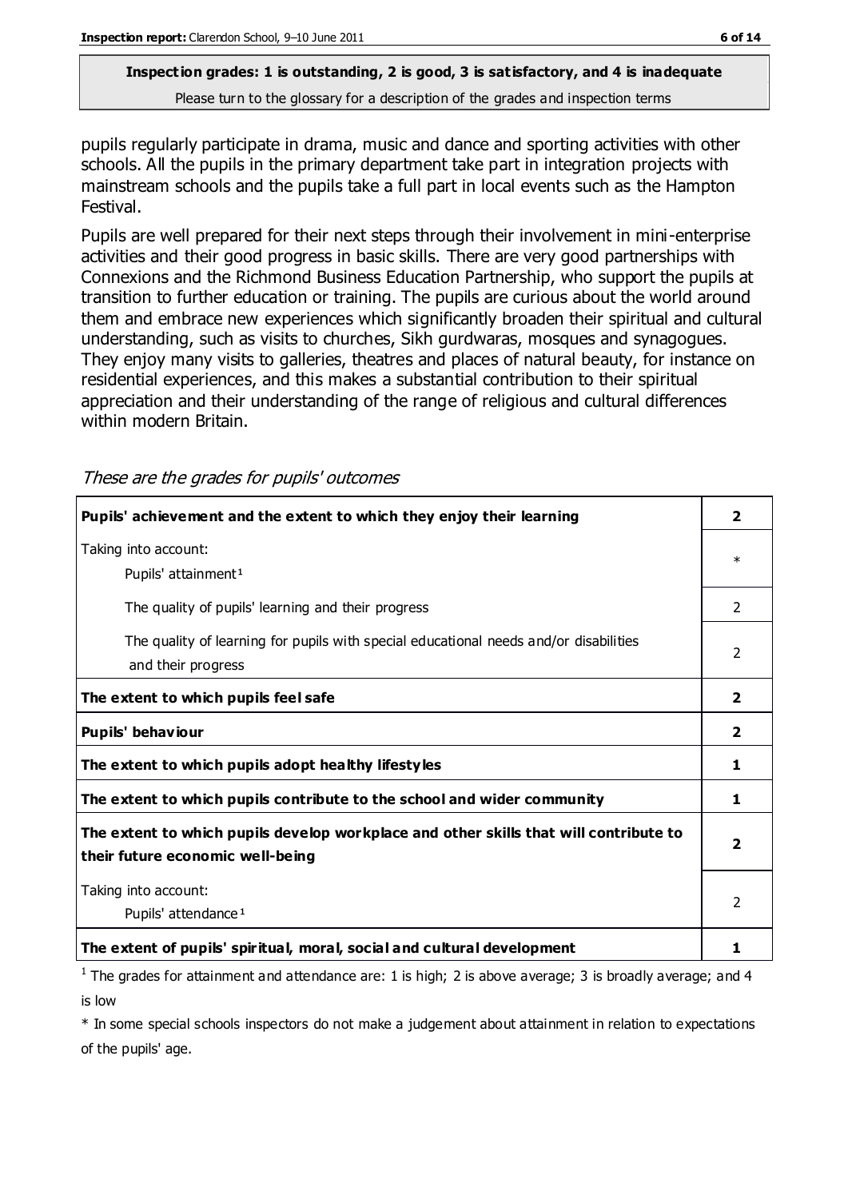**Inspection grades: 1 is outstanding, 2 is good, 3 is satisfactory, and 4 is inadequate**
Please turn to the glossary for a description of the grades and inspection terms

pupils regularly participate in drama, music and dance and sporting activities with other schools. All the pupils in the primary department take part in integration projects with mainstream schools and the pupils take a full part in local events such as the Hampton Festival.

Pupils are well prepared for their next steps through their involvement in mini-enterprise activities and their good progress in basic skills. There are very good partnerships with Connexions and the Richmond Business Education Partnership, who support the pupils at transition to further education or training. The pupils are curious about the world around them and embrace new experiences which significantly broaden their spiritual and cultural understanding, such as visits to churches, Sikh gurdwaras, mosques and synagogues. They enjoy many visits to galleries, theatres and places of natural beauty, for instance on residential experiences, and this makes a substantial contribution to their spiritual appreciation and their understanding of the range of religious and cultural differences within modern Britain.

*These are the grades for pupils' outcomes*

| | |
|---|---|
| **Pupils' achievement and the extent to which they enjoy their learning** | **2** |
| Taking into account: Pupils' attainment[1] | * |
| The quality of pupils' learning and their progress | 2 |
| The quality of learning for pupils with special educational needs and/or disabilities and their progress | 2 |
| **The extent to which pupils feel safe** | **2** |
| **Pupils' behaviour** | **2** |
| **The extent to which pupils adopt healthy lifestyles** | **1** |
| **The extent to which pupils contribute to the school and wider community** | **1** |
| **The extent to which pupils develop workplace and other skills that will contribute to their future economic well-being** | **2** |
| Taking into account: Pupils' attendance[1] | 2 |
| **The extent of pupils' spiritual, moral, social and cultural development** | **1** |

[1] The grades for attainment and attendance are: 1 is high; 2 is above average; 3 is broadly average; and 4 is low

* In some special schools inspectors do not make a judgement about attainment in relation to expectations of the pupils' age.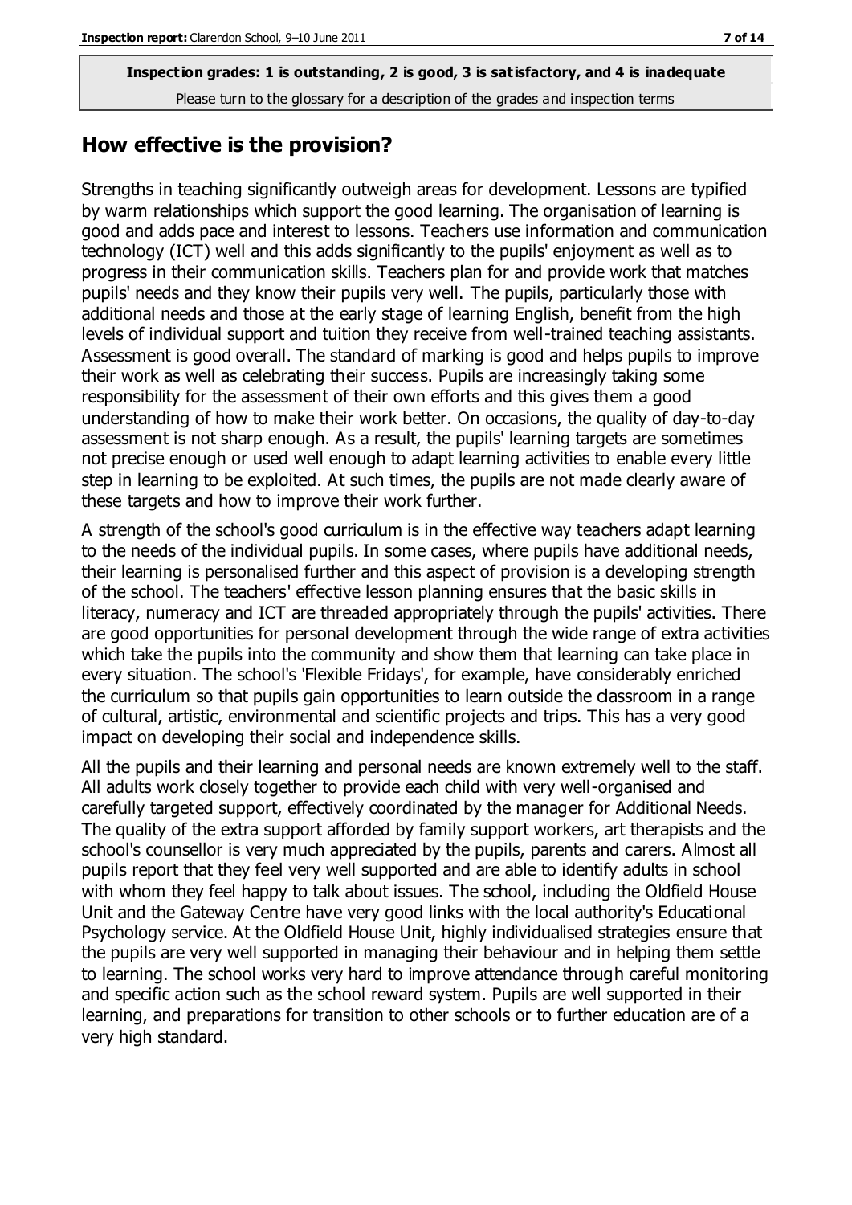**Inspection grades: 1 is outstanding, 2 is good, 3 is satisfactory, and 4 is inadequate**
Please turn to the glossary for a description of the grades and inspection terms

## How effective is the provision?

Strengths in teaching significantly outweigh areas for development. Lessons are typified by warm relationships which support the good learning. The organisation of learning is good and adds pace and interest to lessons. Teachers use information and communication technology (ICT) well and this adds significantly to the pupils' enjoyment as well as to progress in their communication skills. Teachers plan for and provide work that matches pupils' needs and they know their pupils very well. The pupils, particularly those with additional needs and those at the early stage of learning English, benefit from the high levels of individual support and tuition they receive from well-trained teaching assistants. Assessment is good overall. The standard of marking is good and helps pupils to improve their work as well as celebrating their success. Pupils are increasingly taking some responsibility for the assessment of their own efforts and this gives them a good understanding of how to make their work better. On occasions, the quality of day-to-day assessment is not sharp enough. As a result, the pupils' learning targets are sometimes not precise enough or used well enough to adapt learning activities to enable every little step in learning to be exploited. At such times, the pupils are not made clearly aware of these targets and how to improve their work further.

A strength of the school's good curriculum is in the effective way teachers adapt learning to the needs of the individual pupils. In some cases, where pupils have additional needs, their learning is personalised further and this aspect of provision is a developing strength of the school. The teachers' effective lesson planning ensures that the basic skills in literacy, numeracy and ICT are threaded appropriately through the pupils' activities. There are good opportunities for personal development through the wide range of extra activities which take the pupils into the community and show them that learning can take place in every situation. The school's 'Flexible Fridays', for example, have considerably enriched the curriculum so that pupils gain opportunities to learn outside the classroom in a range of cultural, artistic, environmental and scientific projects and trips. This has a very good impact on developing their social and independence skills.

All the pupils and their learning and personal needs are known extremely well to the staff. All adults work closely together to provide each child with very well-organised and carefully targeted support, effectively coordinated by the manager for Additional Needs. The quality of the extra support afforded by family support workers, art therapists and the school's counsellor is very much appreciated by the pupils, parents and carers. Almost all pupils report that they feel very well supported and are able to identify adults in school with whom they feel happy to talk about issues. The school, including the Oldfield House Unit and the Gateway Centre have very good links with the local authority's Educational Psychology service. At the Oldfield House Unit, highly individualised strategies ensure that the pupils are very well supported in managing their behaviour and in helping them settle to learning. The school works very hard to improve attendance through careful monitoring and specific action such as the school reward system. Pupils are well supported in their learning, and preparations for transition to other schools or to further education are of a very high standard.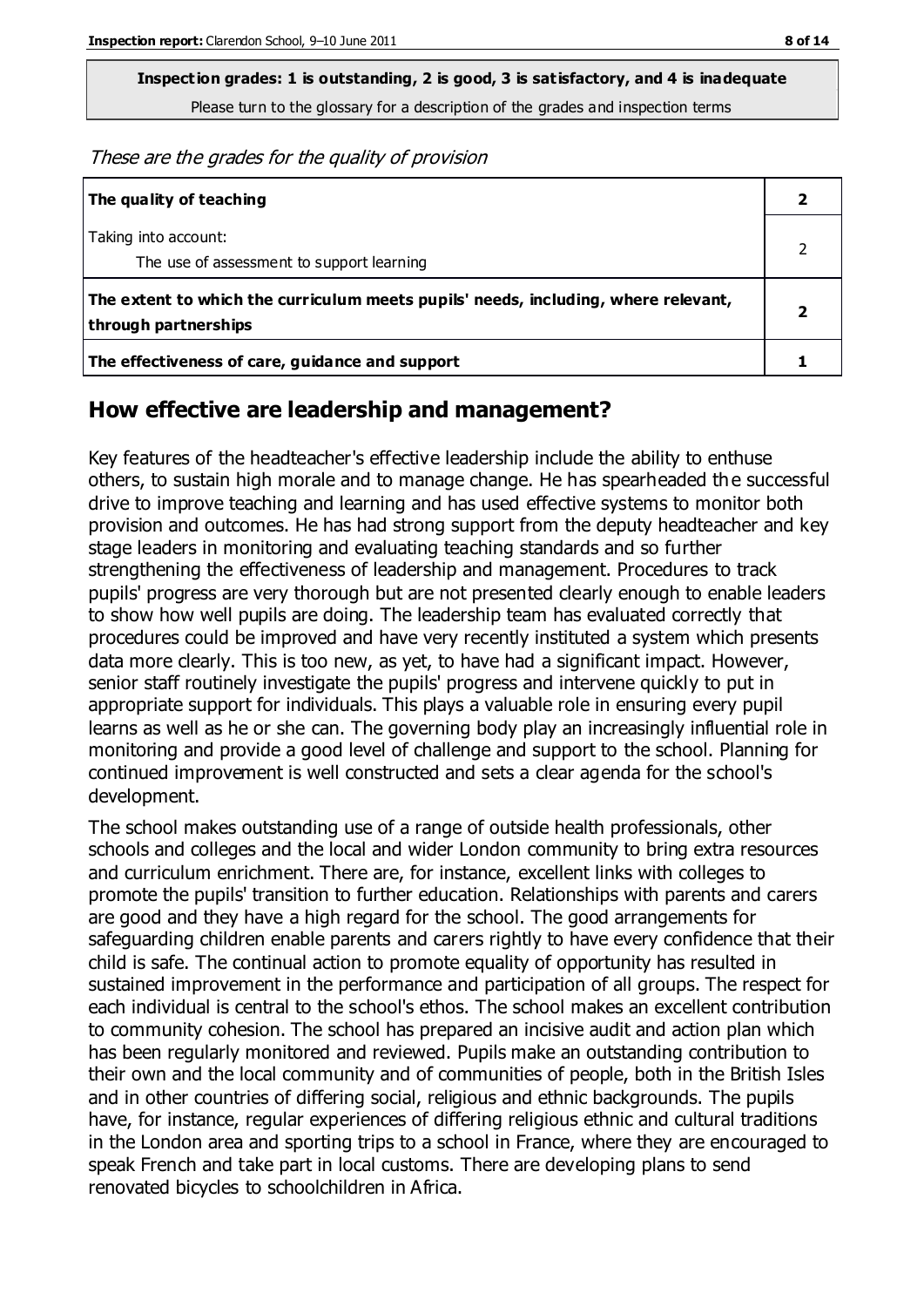**Inspection grades: 1 is outstanding, 2 is good, 3 is satisfactory, and 4 is inadequate**
Please turn to the glossary for a description of the grades and inspection terms

*These are the grades for the quality of provision*

| | |
|---|---|
| **The quality of teaching** | **2** |
| Taking into account:<br>The use of assessment to support learning | 2 |
| **The extent to which the curriculum meets pupils' needs, including, where relevant, through partnerships** | **2** |
| **The effectiveness of care, guidance and support** | **1** |

## How effective are leadership and management?

Key features of the headteacher's effective leadership include the ability to enthuse others, to sustain high morale and to manage change. He has spearheaded the successful drive to improve teaching and learning and has used effective systems to monitor both provision and outcomes. He has had strong support from the deputy headteacher and key stage leaders in monitoring and evaluating teaching standards and so further strengthening the effectiveness of leadership and management. Procedures to track pupils' progress are very thorough but are not presented clearly enough to enable leaders to show how well pupils are doing. The leadership team has evaluated correctly that procedures could be improved and have very recently instituted a system which presents data more clearly. This is too new, as yet, to have had a significant impact. However, senior staff routinely investigate the pupils' progress and intervene quickly to put in appropriate support for individuals. This plays a valuable role in ensuring every pupil learns as well as he or she can. The governing body play an increasingly influential role in monitoring and provide a good level of challenge and support to the school. Planning for continued improvement is well constructed and sets a clear agenda for the school's development.

The school makes outstanding use of a range of outside health professionals, other schools and colleges and the local and wider London community to bring extra resources and curriculum enrichment. There are, for instance, excellent links with colleges to promote the pupils' transition to further education. Relationships with parents and carers are good and they have a high regard for the school. The good arrangements for safeguarding children enable parents and carers rightly to have every confidence that their child is safe. The continual action to promote equality of opportunity has resulted in sustained improvement in the performance and participation of all groups. The respect for each individual is central to the school's ethos. The school makes an excellent contribution to community cohesion. The school has prepared an incisive audit and action plan which has been regularly monitored and reviewed. Pupils make an outstanding contribution to their own and the local community and of communities of people, both in the British Isles and in other countries of differing social, religious and ethnic backgrounds. The pupils have, for instance, regular experiences of differing religious ethnic and cultural traditions in the London area and sporting trips to a school in France, where they are encouraged to speak French and take part in local customs. There are developing plans to send renovated bicycles to schoolchildren in Africa.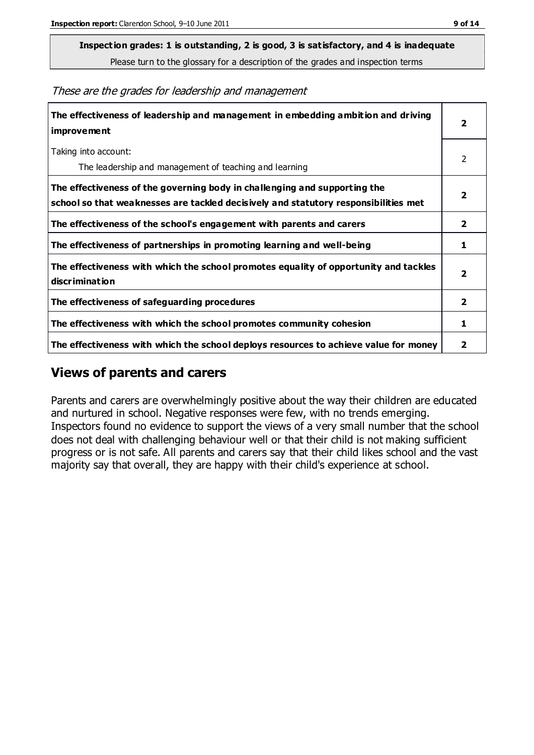**Inspection grades: 1 is outstanding, 2 is good, 3 is satisfactory, and 4 is inadequate**

Please turn to the glossary for a description of the grades and inspection terms

*These are the grades for leadership and management*

| | |
|---|---|
| **The effectiveness of leadership and management in embedding ambition and driving improvement** | **2** |
| Taking into account:<br>The leadership and management of teaching and learning | 2 |
| **The effectiveness of the governing body in challenging and supporting the school so that weaknesses are tackled decisively and statutory responsibilities met** | **2** |
| **The effectiveness of the school's engagement with parents and carers** | **2** |
| **The effectiveness of partnerships in promoting learning and well-being** | **1** |
| **The effectiveness with which the school promotes equality of opportunity and tackles discrimination** | **2** |
| **The effectiveness of safeguarding procedures** | **2** |
| **The effectiveness with which the school promotes community cohesion** | **1** |
| **The effectiveness with which the school deploys resources to achieve value for money** | **2** |

## Views of parents and carers

Parents and carers are overwhelmingly positive about the way their children are educated and nurtured in school. Negative responses were few, with no trends emerging. Inspectors found no evidence to support the views of a very small number that the school does not deal with challenging behaviour well or that their child is not making sufficient progress or is not safe. All parents and carers say that their child likes school and the vast majority say that overall, they are happy with their child's experience at school.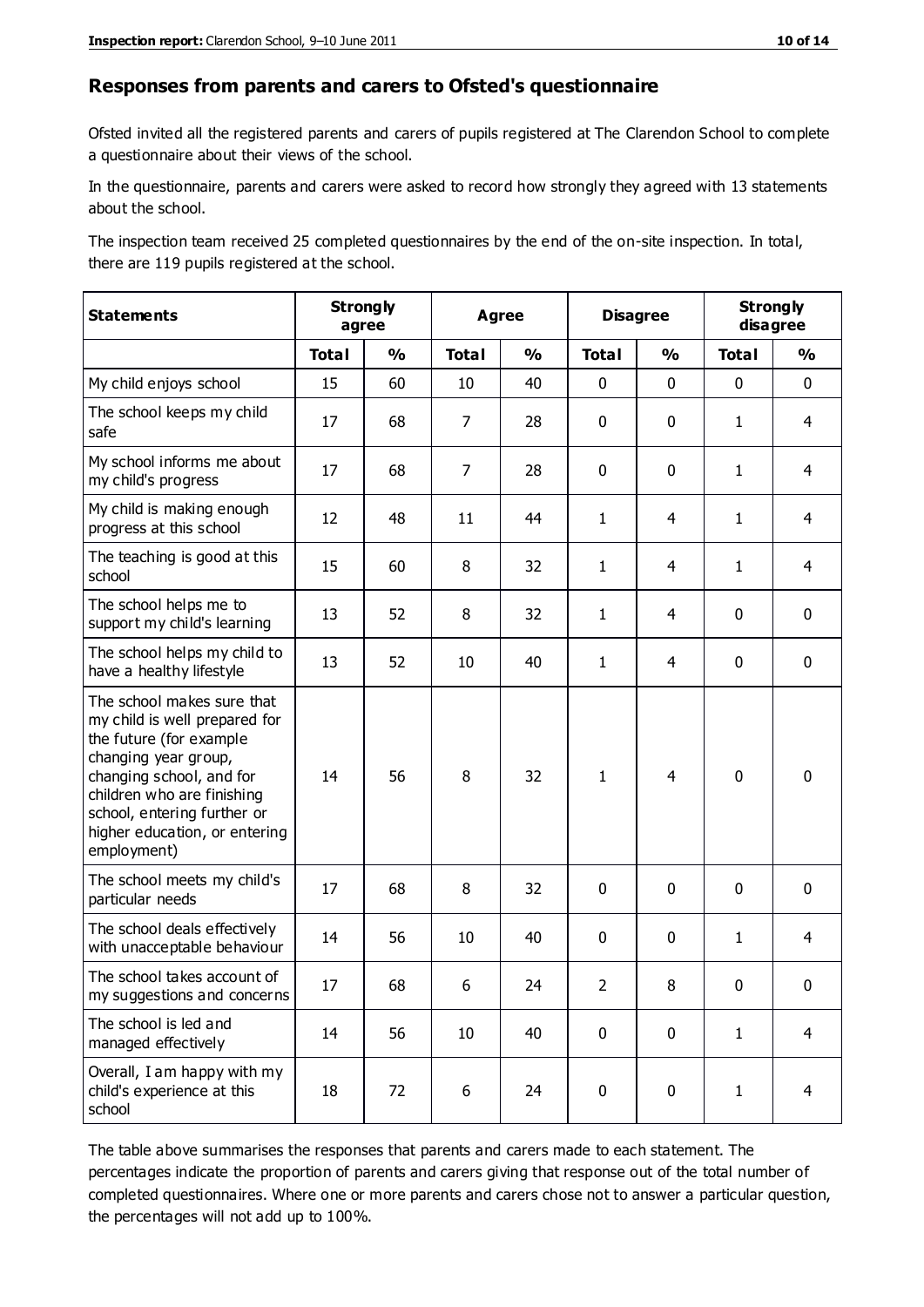## Responses from parents and carers to Ofsted's questionnaire

Ofsted invited all the registered parents and carers of pupils registered at The Clarendon School to complete a questionnaire about their views of the school.

In the questionnaire, parents and carers were asked to record how strongly they agreed with 13 statements about the school.

The inspection team received 25 completed questionnaires by the end of the on-site inspection. In total, there are 119 pupils registered at the school.

| Statements | Strongly agree | | Agree | | Disagree | | Strongly disagree | |
|---|---|---|---|---|---|---|---|---|
| | Total | % | Total | % | Total | % | Total | % |
| My child enjoys school | 15 | 60 | 10 | 40 | 0 | 0 | 0 | 0 |
| The school keeps my child safe | 17 | 68 | 7 | 28 | 0 | 0 | 1 | 4 |
| My school informs me about my child's progress | 17 | 68 | 7 | 28 | 0 | 0 | 1 | 4 |
| My child is making enough progress at this school | 12 | 48 | 11 | 44 | 1 | 4 | 1 | 4 |
| The teaching is good at this school | 15 | 60 | 8 | 32 | 1 | 4 | 1 | 4 |
| The school helps me to support my child's learning | 13 | 52 | 8 | 32 | 1 | 4 | 0 | 0 |
| The school helps my child to have a healthy lifestyle | 13 | 52 | 10 | 40 | 1 | 4 | 0 | 0 |
| The school makes sure that my child is well prepared for the future (for example changing year group, changing school, and for children who are finishing school, entering further or higher education, or entering employment) | 14 | 56 | 8 | 32 | 1 | 4 | 0 | 0 |
| The school meets my child's particular needs | 17 | 68 | 8 | 32 | 0 | 0 | 0 | 0 |
| The school deals effectively with unacceptable behaviour | 14 | 56 | 10 | 40 | 0 | 0 | 1 | 4 |
| The school takes account of my suggestions and concerns | 17 | 68 | 6 | 24 | 2 | 8 | 0 | 0 |
| The school is led and managed effectively | 14 | 56 | 10 | 40 | 0 | 0 | 1 | 4 |
| Overall, I am happy with my child's experience at this school | 18 | 72 | 6 | 24 | 0 | 0 | 1 | 4 |

The table above summarises the responses that parents and carers made to each statement. The percentages indicate the proportion of parents and carers giving that response out of the total number of completed questionnaires. Where one or more parents and carers chose not to answer a particular question, the percentages will not add up to 100%.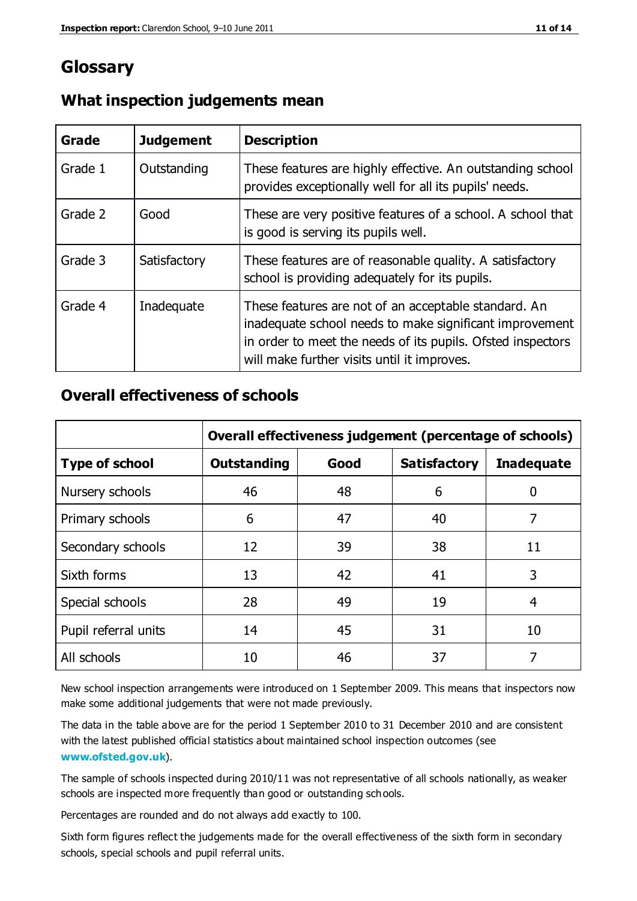# Glossary

## What inspection judgements mean

| Grade | Judgement | Description |
|---|---|---|
| Grade 1 | Outstanding | These features are highly effective. An outstanding school provides exceptionally well for all its pupils' needs. |
| Grade 2 | Good | These are very positive features of a school. A school that is good is serving its pupils well. |
| Grade 3 | Satisfactory | These features are of reasonable quality. A satisfactory school is providing adequately for its pupils. |
| Grade 4 | Inadequate | These features are not of an acceptable standard. An inadequate school needs to make significant improvement in order to meet the needs of its pupils. Ofsted inspectors will make further visits until it improves. |

## Overall effectiveness of schools

| | **Overall effectiveness judgement (percentage of schools)** | | | |
|---|---|---|---|---|
| **Type of school** | **Outstanding** | **Good** | **Satisfactory** | **Inadequate** |
| Nursery schools | 46 | 48 | 6 | 0 |
| Primary schools | 6 | 47 | 40 | 7 |
| Secondary schools | 12 | 39 | 38 | 11 |
| Sixth forms | 13 | 42 | 41 | 3 |
| Special schools | 28 | 49 | 19 | 4 |
| Pupil referral units | 14 | 45 | 31 | 10 |
| All schools | 10 | 46 | 37 | 7 |

New school inspection arrangements were introduced on 1 September 2009. This means that inspectors now make some additional judgements that were not made previously.

The data in the table above are for the period 1 September 2010 to 31 December 2010 and are consistent with the latest published official statistics about maintained school inspection outcomes (see **www.ofsted.gov.uk**).

The sample of schools inspected during 2010/11 was not representative of all schools nationally, as weaker schools are inspected more frequently than good or outstanding schools.

Percentages are rounded and do not always add exactly to 100.

Sixth form figures reflect the judgements made for the overall effectiveness of the sixth form in secondary schools, special schools and pupil referral units.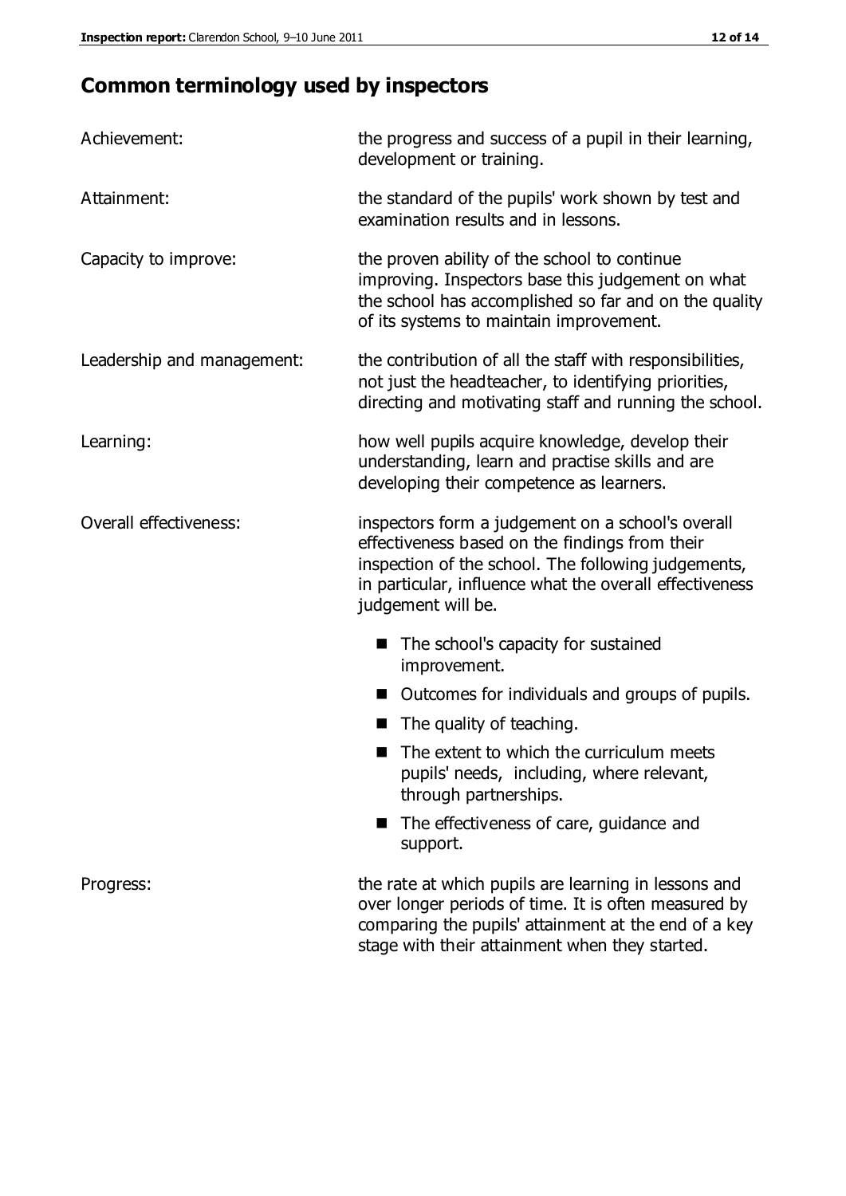# Common terminology used by inspectors

| | |
|---|---|
| Achievement: | the progress and success of a pupil in their learning, development or training. |
| Attainment: | the standard of the pupils' work shown by test and examination results and in lessons. |
| Capacity to improve: | the proven ability of the school to continue improving. Inspectors base this judgement on what the school has accomplished so far and on the quality of its systems to maintain improvement. |
| Leadership and management: | the contribution of all the staff with responsibilities, not just the headteacher, to identifying priorities, directing and motivating staff and running the school. |
| Learning: | how well pupils acquire knowledge, develop their understanding, learn and practise skills and are developing their competence as learners. |
| Overall effectiveness: | inspectors form a judgement on a school's overall effectiveness based on the findings from their inspection of the school. The following judgements, in particular, influence what the overall effectiveness judgement will be. |

- The school's capacity for sustained improvement.
- Outcomes for individuals and groups of pupils.
- The quality of teaching.
- The extent to which the curriculum meets pupils' needs, including, where relevant, through partnerships.
- The effectiveness of care, guidance and support.

| | |
|---|---|
| Progress: | the rate at which pupils are learning in lessons and over longer periods of time. It is often measured by comparing the pupils' attainment at the end of a key stage with their attainment when they started. |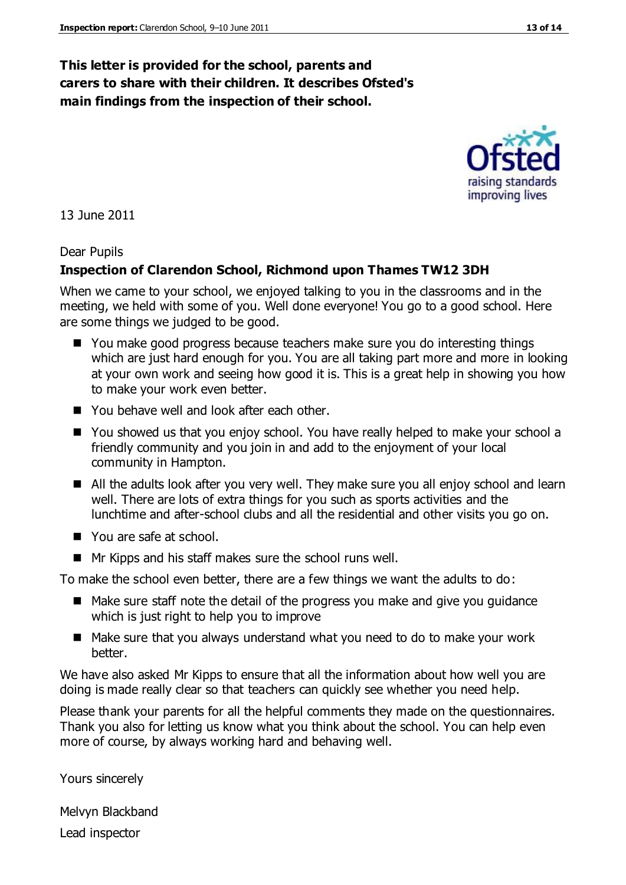**This letter is provided for the school, parents and carers to share with their children. It describes Ofsted's main findings from the inspection of their school.**

13 June 2011

Dear Pupils

**Inspection of Clarendon School, Richmond upon Thames TW12 3DH**

When we came to your school, we enjoyed talking to you in the classrooms and in the meeting, we held with some of you. Well done everyone! You go to a good school. Here are some things we judged to be good.

- You make good progress because teachers make sure you do interesting things which are just hard enough for you. You are all taking part more and more in looking at your own work and seeing how good it is. This is a great help in showing you how to make your work even better.
- You behave well and look after each other.
- You showed us that you enjoy school. You have really helped to make your school a friendly community and you join in and add to the enjoyment of your local community in Hampton.
- All the adults look after you very well. They make sure you all enjoy school and learn well. There are lots of extra things for you such as sports activities and the lunchtime and after-school clubs and all the residential and other visits you go on.
- You are safe at school.
- Mr Kipps and his staff makes sure the school runs well.

To make the school even better, there are a few things we want the adults to do:

- Make sure staff note the detail of the progress you make and give you guidance which is just right to help you to improve
- Make sure that you always understand what you need to do to make your work better.

We have also asked Mr Kipps to ensure that all the information about how well you are doing is made really clear so that teachers can quickly see whether you need help.

Please thank your parents for all the helpful comments they made on the questionnaires. Thank you also for letting us know what you think about the school. You can help even more of course, by always working hard and behaving well.

Yours sincerely

Melvyn Blackband

Lead inspector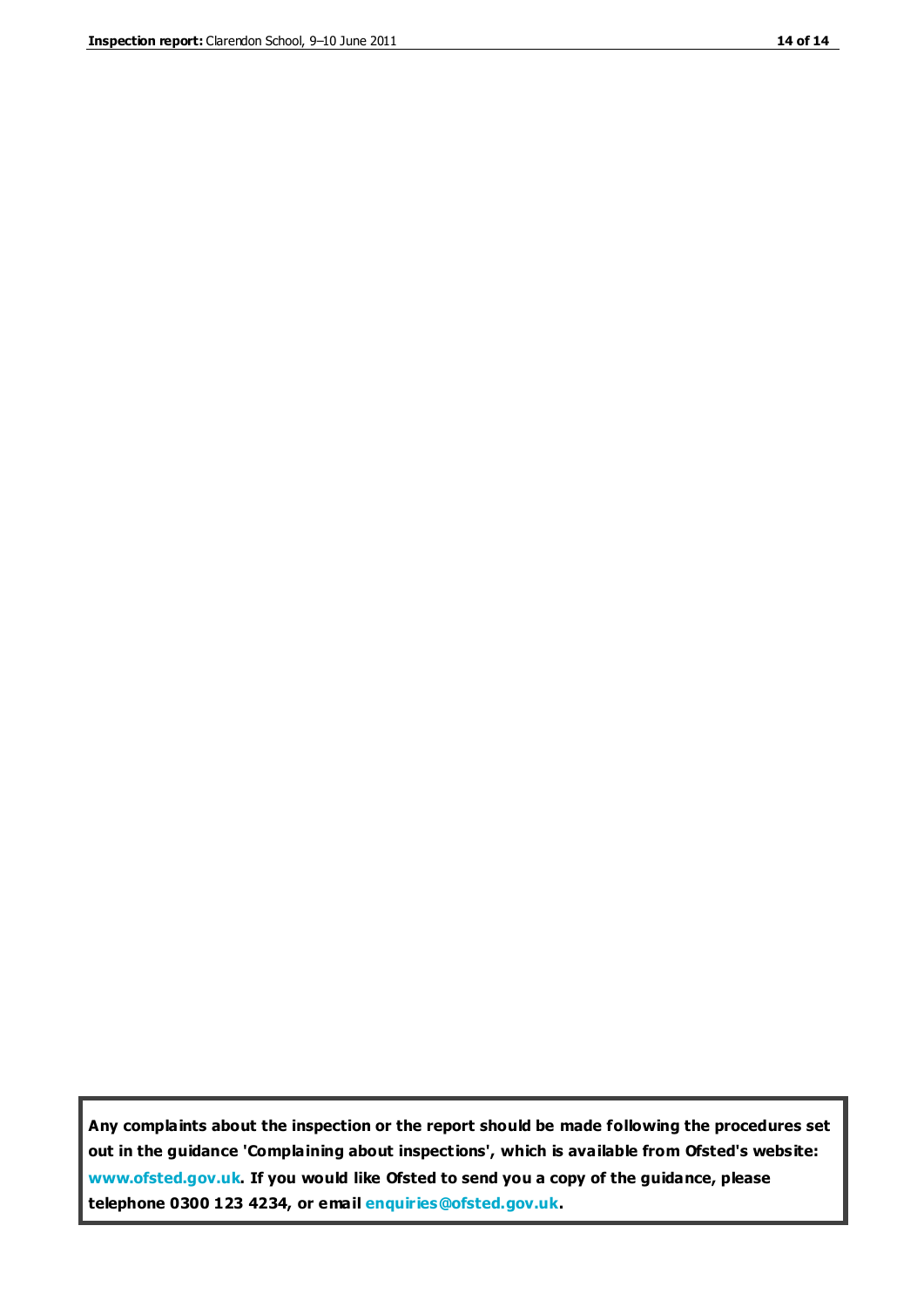**Any complaints about the inspection or the report should be made following the procedures set out in the guidance 'Complaining about inspections', which is available from Ofsted's website: www.ofsted.gov.uk. If you would like Ofsted to send you a copy of the guidance, please telephone 0300 123 4234, or email enquiries@ofsted.gov.uk.**